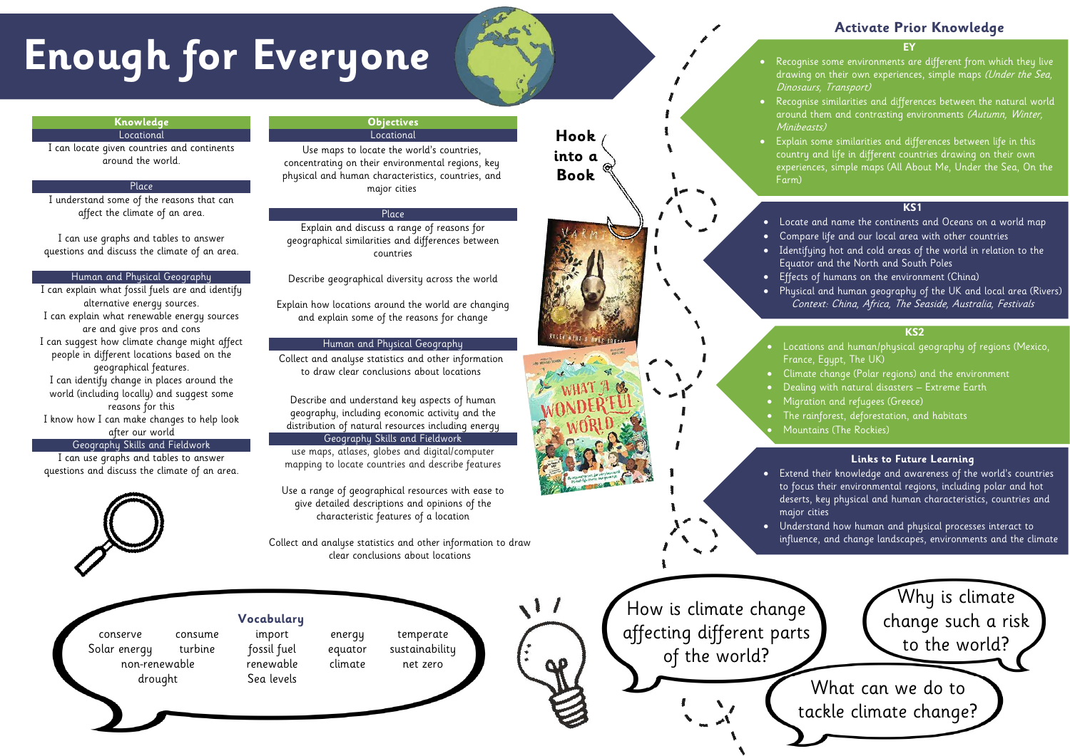# Enough for Everyone

## Knowledge

### Locational

I can locate given countries and continents around the world.

### Place

I understand some of the reasons that can affect the climate of an area.

I can use graphs and tables to answer questions and discuss the climate of an area.

### Human and Physical Geography

I can explain what fossil fuels are and identify alternative energy sources.

I can explain what renewable energy sources are and give pros and cons

I can suggest how climate change might affect people in different locations based on the geographical features.

I can identify change in places around the world (including locally) and suggest some reasons for this

I know how I can make changes to help look after our world

### Geography Skills and Fieldwork

I can use graphs and tables to answer questions and discuss the climate of an area.

## Objectives

### Locational

Use maps to locate the world's countries, concentrating on their environmental regions, key physical and human characteristics, countries, and major cities

### Place

Explain and discuss a range of reasons for geographical similarities and differences between countries

Describe geographical diversity across the world

Explain how locations around the world are changing and explain some of the reasons for change

### Human and Physical Geography

Collect and analyse statistics and other information to draw clear conclusions about locations

Describe and understand key aspects of human geography, including economic activity and the distribution of natural resources including energy

### Geography Skills and Fieldwork

use maps, atlases, globes and digital/computer mapping to locate countries and describe features

Use a range of geographical resources with ease to give detailed descriptions and opinions of the characteristic features of a location

Collect and analyse statistics and other information to draw clear conclusions about locations

## Hook into a Book

## Activate Prior Knowledge

### EY

- Recognise some environments are different from which they live drawing on their own experiences, simple maps *(Under the Sea, Dinosaurs, Transport)*
- Recognise similarities and differences between the natural world around them and contrasting environments *(Autumn, Winter, Minibeasts)*
- Explain some similarities and differences between life in this country and life in different countries drawing on their own experiences, simple maps (All About Me, Under the Sea, On the Farm)

### KS1

- Locate and name the continents and Oceans on a world map
- Compare life and our local area with other countries
- Identifying hot and cold areas of the world in relation to the Equator and the North and South Poles
- Effects of humans on the environment (China)
- Physical and human geography of the UK and local area (Rivers)

*Context: China, Africa, The Seaside, Australia, Festivals*

### KS2

- Locations and human/physical geography of regions (Mexico, France, Egypt, The UK)
- Climate change (Polar regions) and the environment
- Dealing with natural disasters – Extreme Earth
- Migration and refugees (Greece)
- The rainforest, deforestation, and habitats
- Mountains (The Rockies)

## Links to Future Learning

- Extend their knowledge and awareness of the world's countries to focus their environmental regions, including polar and hot deserts, key physical and human characteristics, countries and major cities
- Understand how human and physical processes interact to influence, and change landscapes, environments and the climate

## Vocabulary

conserve, consume, Solar energy, turbine, non-renewable, drought, import, fossil fuel, renewable, Sea levels, energy, equator, climate, temperate, sustainability, net zero

How is climate change affecting different parts of the world?

Why is climate change such a risk to the world?

What can we do to tackle climate change?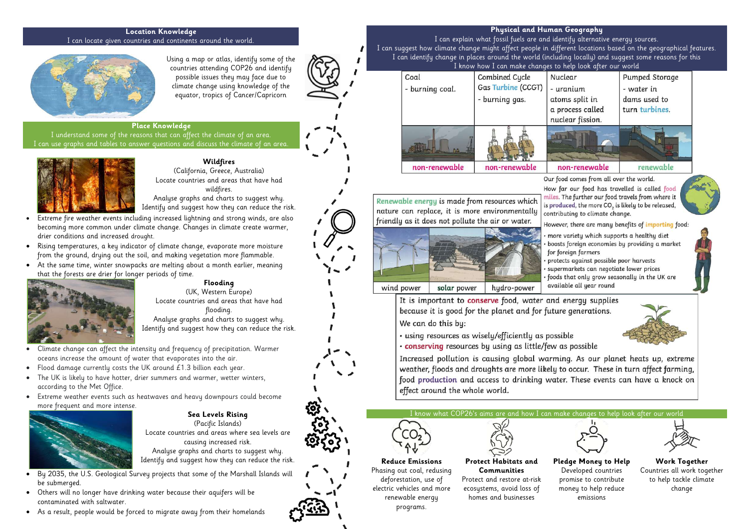## Location Knowledge

I can locate given countries and continents around the world.

Using a map or atlas, identify some of the countries attending COP26 and identify possible issues they may face due to climate change using knowledge of the equator, tropics of Cancer/Capricorn

## Place Knowledge

I understand some of the reasons that can affect the climate of an area.
I can use graphs and tables to answer questions and discuss the climate of an area.

### Wildfires

(California, Greece, Australia)
Locate countries and areas that have had wildfires.
Analyse graphs and charts to suggest why.
Identify and suggest how they can reduce the risk.

- Extreme fire weather events including increased lightning and strong winds, are also becoming more common under climate change. Changes in climate create warmer, drier conditions and increased drought.
- Rising temperatures, a key indicator of climate change, evaporate more moisture from the ground, drying out the soil, and making vegetation more flammable.
- At the same time, winter snowpacks are melting about a month earlier, meaning that the forests are drier for longer periods of time.

### Flooding

(UK, Western Europe)
Locate countries and areas that have had flooding.
Analyse graphs and charts to suggest why.
Identify and suggest how they can reduce the risk.

- Climate change can affect the intensity and frequency of precipitation. Warmer oceans increase the amount of water that evaporates into the air.
- Flood damage currently costs the UK around £1.3 billion each year.
- The UK is likely to have hotter, drier summers and warmer, wetter winters, according to the Met Office.
- Extreme weather events such as heatwaves and heavy downpours could become more frequent and more intense.

### Sea Levels Rising

(Pacific Islands)
Locate countries and areas where sea levels are causing increased risk.
Analyse graphs and charts to suggest why.
Identify and suggest how they can reduce the risk.

- By 2035, the U.S. Geological Survey projects that some of the Marshall Islands will be submerged.
- Others will no longer have drinking water because their aquifers will be contaminated with saltwater.
- As a result, people would be forced to migrate away from their homelands

## Physical and Human Geography

I can explain what fossil fuels are and identify alternative energy sources.
I can suggest how climate change might affect people in different locations based on the geographical features.
I can identify change in places around the world (including locally) and suggest some reasons for this
I know how I can make changes to help look after our world

| Coal | Combined Cycle Gas Turbine (CCGT) | Nuclear | Pumped Storage |
|---|---|---|---|
| - burning coal. | - burning gas. | - uranium atoms split in a process called nuclear fission. | - water in dams used to turn turbines. |
| non-renewable | non-renewable | non-renewable | renewable |

Renewable energy is made from resources which nature can replace, it is more environmentally friendly as it does not pollute the air or water.

wind power | solar power | hydro-power

Our food comes from all over the world.
How far our food has travelled is called food miles. The further our food travels from where it is produced, the more $CO_2$ is likely to be released, contributing to climate change.

However, there are many benefits of importing food:

- more variety which supports a healthy diet
- boosts foreign economies by providing a market for foreign farmers
- protects against possible poor harvests
- supermarkets can negotiate lower prices
- foods that only grow seasonally in the UK are available all year round

It is important to conserve food, water and energy supplies because it is good for the planet and for future generations.

We can do this by:

- using resources as wisely/efficiently as possible
- conserving resources by using as little/few as possible

Increased pollution is causing global warming. As our planet heats up, extreme weather, floods and droughts are more likely to occur. These in turn affect farming, food production and access to drinking water. These events can have a knock on effect around the whole world.

## I know what COP26's aims are and how I can make changes to help look after our world

**Reduce Emissions**
Phasing out coal, reducing deforestation, use of electric vehicles and more renewable energy programs.

**Protect Habitats and Communities**
Protect and restore at-risk ecosystems, avoid loss of homes and businesses

**Pledge Money to Help**
Developed countries promise to contribute money to help reduce emissions

**Work Together**
Countries all work together to help tackle climate change